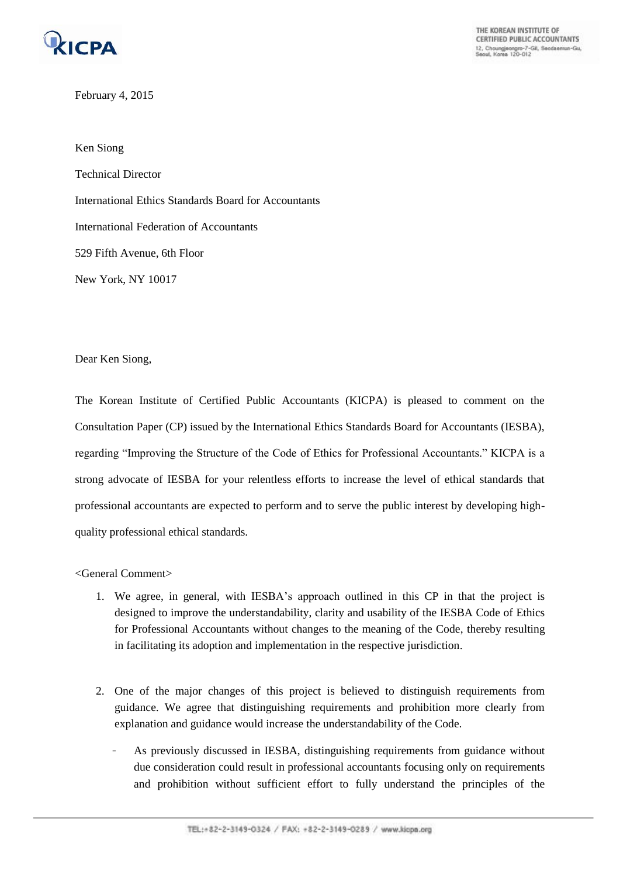February 4, 2015

Ken Siong

Technical Director

International Ethics Standards Board for Accountants

International Federation of Accountants

529 Fifth Avenue, 6th Floor

New York, NY 10017

Dear Ken Siong,

The Korean Institute of Certified Public Accountants (KICPA) is pleased to comment on the Consultation Paper (CP) issued by the International Ethics Standards Board for Accountants (IESBA), regarding "Improving the Structure of the Code of Ethics for Professional Accountants." KICPA is a strong advocate of IESBA for your relentless efforts to increase the level of ethical standards that professional accountants are expected to perform and to serve the public interest by developing high-quality professional ethical standards.

<General Comment>

1. We agree, in general, with IESBA's approach outlined in this CP in that the project is designed to improve the understandability, clarity and usability of the IESBA Code of Ethics for Professional Accountants without changes to the meaning of the Code, thereby resulting in facilitating its adoption and implementation in the respective jurisdiction.

2. One of the major changes of this project is believed to distinguish requirements from guidance. We agree that distinguishing requirements and prohibition more clearly from explanation and guidance would increase the understandability of the Code.

   - As previously discussed in IESBA, distinguishing requirements from guidance without due consideration could result in professional accountants focusing only on requirements and prohibition without sufficient effort to fully understand the principles of the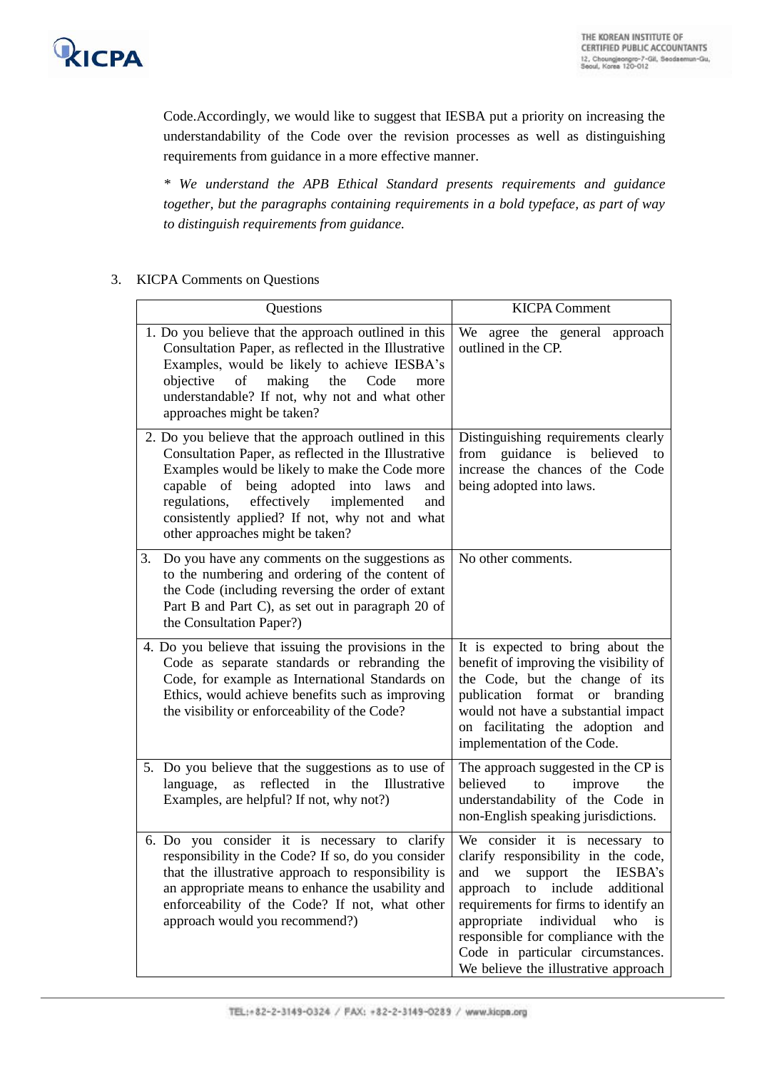Code.Accordingly, we would like to suggest that IESBA put a priority on increasing the understandability of the Code over the revision processes as well as distinguishing requirements from guidance in a more effective manner.

*\* We understand the APB Ethical Standard presents requirements and guidance together, but the paragraphs containing requirements in a bold typeface, as part of way to distinguish requirements from guidance.*

3. KICPA Comments on Questions

| Questions | KICPA Comment |
|---|---|
| 1. Do you believe that the approach outlined in this Consultation Paper, as reflected in the Illustrative Examples, would be likely to achieve IESBA's objective of making the Code more understandable? If not, why not and what other approaches might be taken? | We agree the general approach outlined in the CP. |
| 2. Do you believe that the approach outlined in this Consultation Paper, as reflected in the Illustrative Examples would be likely to make the Code more capable of being adopted into laws and regulations, effectively implemented and consistently applied? If not, why not and what other approaches might be taken? | Distinguishing requirements clearly from guidance is believed to increase the chances of the Code being adopted into laws. |
| 3. Do you have any comments on the suggestions as to the numbering and ordering of the content of the Code (including reversing the order of extant Part B and Part C), as set out in paragraph 20 of the Consultation Paper?) | No other comments. |
| 4. Do you believe that issuing the provisions in the Code as separate standards or rebranding the Code, for example as International Standards on Ethics, would achieve benefits such as improving the visibility or enforceability of the Code? | It is expected to bring about the benefit of improving the visibility of the Code, but the change of its publication format or branding would not have a substantial impact on facilitating the adoption and implementation of the Code. |
| 5. Do you believe that the suggestions as to use of language, as reflected in the Illustrative Examples, are helpful? If not, why not?) | The approach suggested in the CP is believed to improve the understandability of the Code in non-English speaking jurisdictions. |
| 6. Do you consider it is necessary to clarify responsibility in the Code? If so, do you consider that the illustrative approach to responsibility is an appropriate means to enhance the usability and enforceability of the Code? If not, what other approach would you recommend?) | We consider it is necessary to clarify responsibility in the code, and we support the IESBA's approach to include additional requirements for firms to identify an appropriate individual who is responsible for compliance with the Code in particular circumstances. We believe the illustrative approach |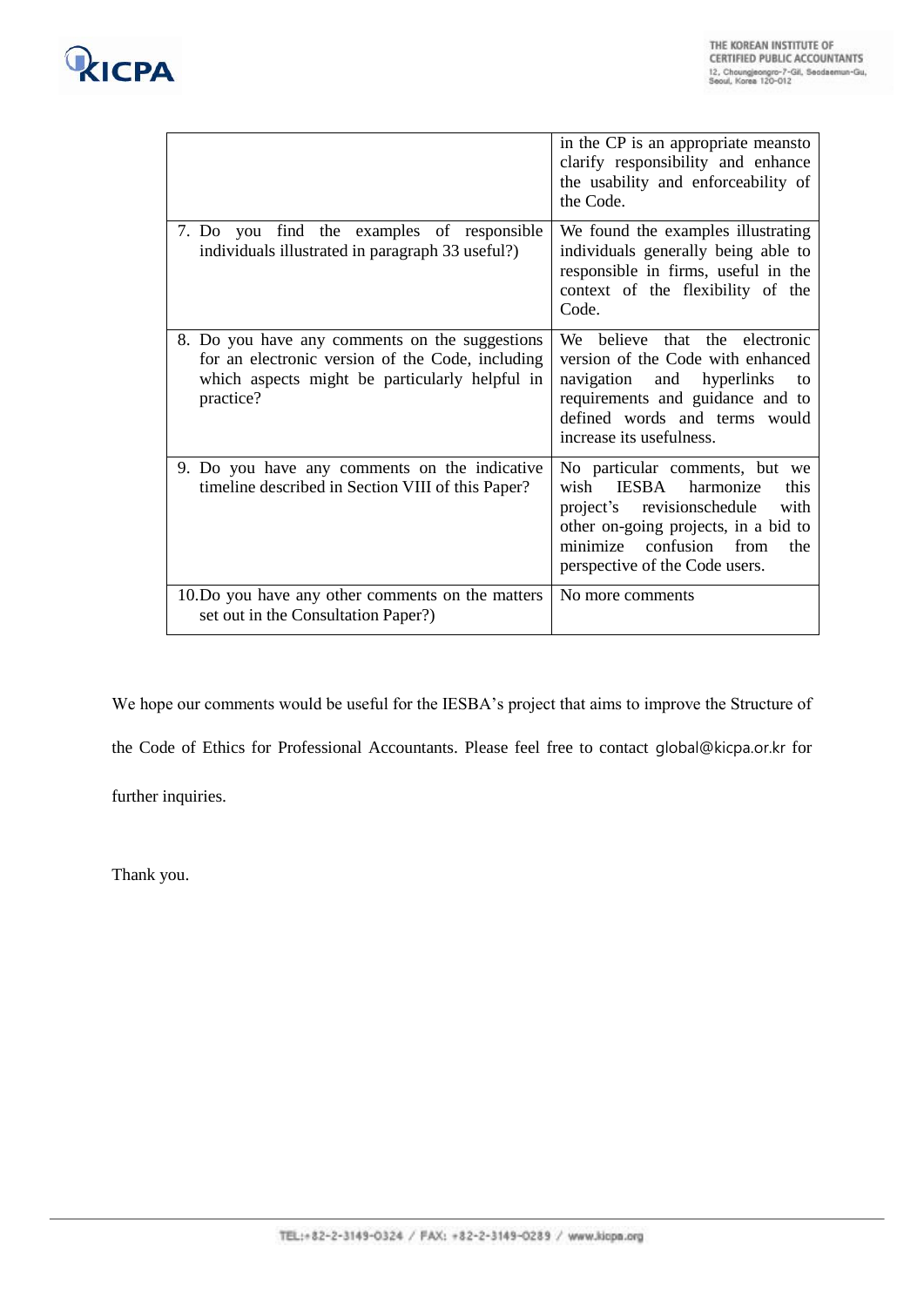| | |
|---|---|
| | in the CP is an appropriate meansto clarify responsibility and enhance the usability and enforceability of the Code. |
| 7. Do you find the examples of responsible individuals illustrated in paragraph 33 useful?) | We found the examples illustrating individuals generally being able to responsible in firms, useful in the context of the flexibility of the Code. |
| 8. Do you have any comments on the suggestions for an electronic version of the Code, including which aspects might be particularly helpful in practice? | We believe that the electronic version of the Code with enhanced navigation and hyperlinks to requirements and guidance and to defined words and terms would increase its usefulness. |
| 9. Do you have any comments on the indicative timeline described in Section VIII of this Paper? | No particular comments, but we wish IESBA harmonize this project's revisionschedule with other on-going projects, in a bid to minimize confusion from the perspective of the Code users. |
| 10.Do you have any other comments on the matters set out in the Consultation Paper?) | No more comments |

We hope our comments would be useful for the IESBA's project that aims to improve the Structure of the Code of Ethics for Professional Accountants. Please feel free to contact global@kicpa.or.kr for further inquiries.

Thank you.